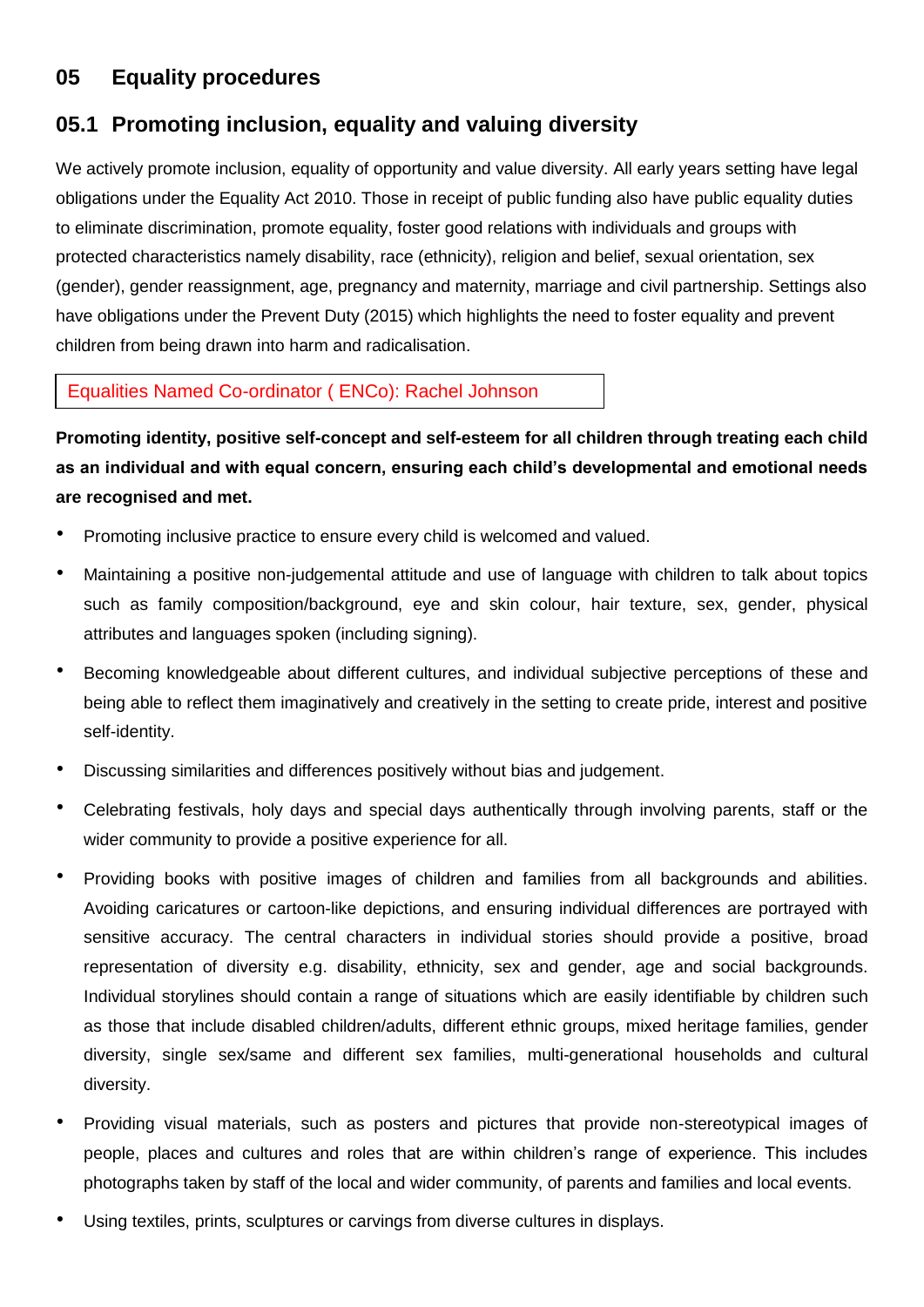# 05 Equality procedures

## 05.1 Promoting inclusion, equality and valuing diversity

We actively promote inclusion, equality of opportunity and value diversity. All early years setting have legal obligations under the Equality Act 2010. Those in receipt of public funding also have public equality duties to eliminate discrimination, promote equality, foster good relations with individuals and groups with protected characteristics namely disability, race (ethnicity), religion and belief, sexual orientation, sex (gender), gender reassignment, age, pregnancy and maternity, marriage and civil partnership. Settings also have obligations under the Prevent Duty (2015) which highlights the need to foster equality and prevent children from being drawn into harm and radicalisation.

Equalities Named Co-ordinator ( ENCo): Rachel Johnson

**Promoting identity, positive self-concept and self-esteem for all children through treating each child as an individual and with equal concern, ensuring each child's developmental and emotional needs are recognised and met.**

- Promoting inclusive practice to ensure every child is welcomed and valued.
- Maintaining a positive non-judgemental attitude and use of language with children to talk about topics such as family composition/background, eye and skin colour, hair texture, sex, gender, physical attributes and languages spoken (including signing).
- Becoming knowledgeable about different cultures, and individual subjective perceptions of these and being able to reflect them imaginatively and creatively in the setting to create pride, interest and positive self-identity.
- Discussing similarities and differences positively without bias and judgement.
- Celebrating festivals, holy days and special days authentically through involving parents, staff or the wider community to provide a positive experience for all.
- Providing books with positive images of children and families from all backgrounds and abilities. Avoiding caricatures or cartoon-like depictions, and ensuring individual differences are portrayed with sensitive accuracy. The central characters in individual stories should provide a positive, broad representation of diversity e.g. disability, ethnicity, sex and gender, age and social backgrounds. Individual storylines should contain a range of situations which are easily identifiable by children such as those that include disabled children/adults, different ethnic groups, mixed heritage families, gender diversity, single sex/same and different sex families, multi-generational households and cultural diversity.
- Providing visual materials, such as posters and pictures that provide non-stereotypical images of people, places and cultures and roles that are within children's range of experience. This includes photographs taken by staff of the local and wider community, of parents and families and local events.
- Using textiles, prints, sculptures or carvings from diverse cultures in displays.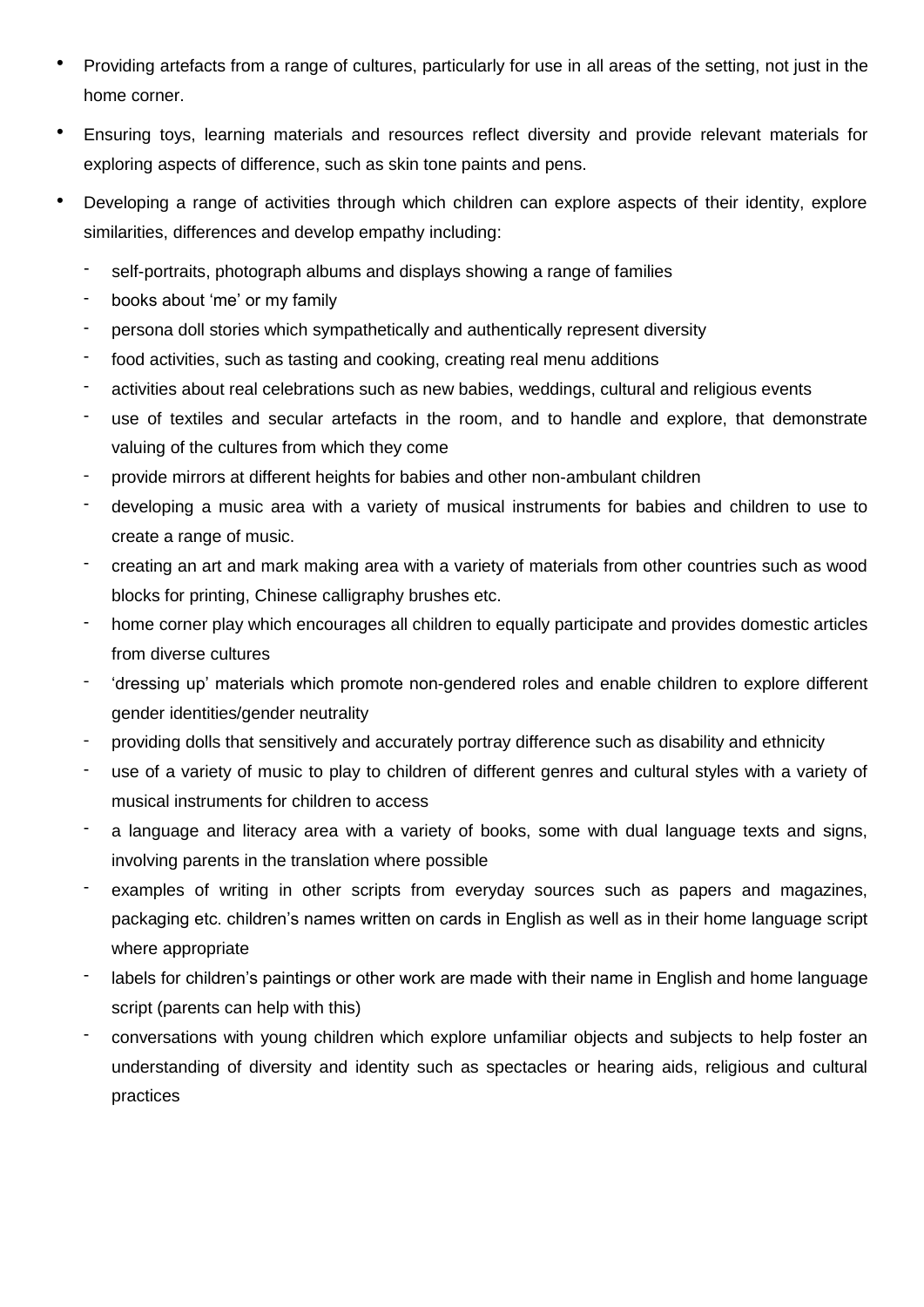- Providing artefacts from a range of cultures, particularly for use in all areas of the setting, not just in the home corner.
- Ensuring toys, learning materials and resources reflect diversity and provide relevant materials for exploring aspects of difference, such as skin tone paints and pens.
- Developing a range of activities through which children can explore aspects of their identity, explore similarities, differences and develop empathy including:
  - self-portraits, photograph albums and displays showing a range of families
  - books about 'me' or my family
  - persona doll stories which sympathetically and authentically represent diversity
  - food activities, such as tasting and cooking, creating real menu additions
  - activities about real celebrations such as new babies, weddings, cultural and religious events
  - use of textiles and secular artefacts in the room, and to handle and explore, that demonstrate valuing of the cultures from which they come
  - provide mirrors at different heights for babies and other non-ambulant children
  - developing a music area with a variety of musical instruments for babies and children to use to create a range of music.
  - creating an art and mark making area with a variety of materials from other countries such as wood blocks for printing, Chinese calligraphy brushes etc.
  - home corner play which encourages all children to equally participate and provides domestic articles from diverse cultures
  - 'dressing up' materials which promote non-gendered roles and enable children to explore different gender identities/gender neutrality
  - providing dolls that sensitively and accurately portray difference such as disability and ethnicity
  - use of a variety of music to play to children of different genres and cultural styles with a variety of musical instruments for children to access
  - a language and literacy area with a variety of books, some with dual language texts and signs, involving parents in the translation where possible
  - examples of writing in other scripts from everyday sources such as papers and magazines, packaging etc. children's names written on cards in English as well as in their home language script where appropriate
  - labels for children's paintings or other work are made with their name in English and home language script (parents can help with this)
  - conversations with young children which explore unfamiliar objects and subjects to help foster an understanding of diversity and identity such as spectacles or hearing aids, religious and cultural practices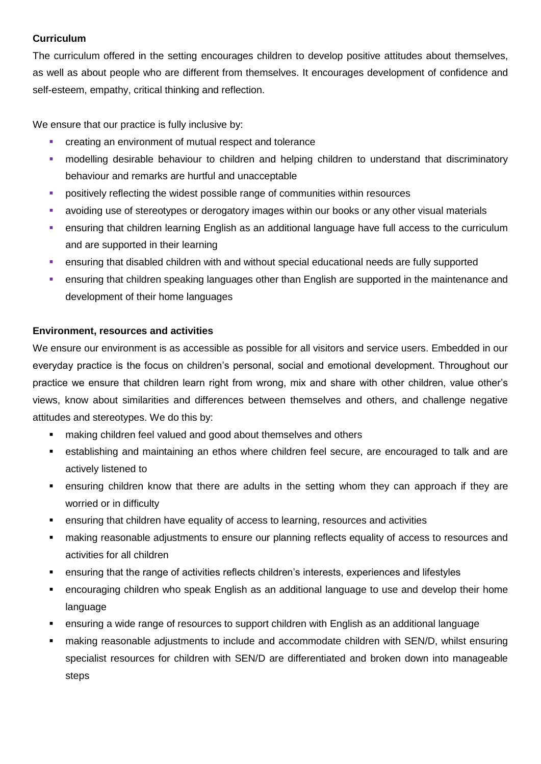**Curriculum**

The curriculum offered in the setting encourages children to develop positive attitudes about themselves, as well as about people who are different from themselves. It encourages development of confidence and self-esteem, empathy, critical thinking and reflection.

We ensure that our practice is fully inclusive by:

- creating an environment of mutual respect and tolerance
- modelling desirable behaviour to children and helping children to understand that discriminatory behaviour and remarks are hurtful and unacceptable
- positively reflecting the widest possible range of communities within resources
- avoiding use of stereotypes or derogatory images within our books or any other visual materials
- ensuring that children learning English as an additional language have full access to the curriculum and are supported in their learning
- ensuring that disabled children with and without special educational needs are fully supported
- ensuring that children speaking languages other than English are supported in the maintenance and development of their home languages

**Environment, resources and activities**

We ensure our environment is as accessible as possible for all visitors and service users. Embedded in our everyday practice is the focus on children's personal, social and emotional development. Throughout our practice we ensure that children learn right from wrong, mix and share with other children, value other's views, know about similarities and differences between themselves and others, and challenge negative attitudes and stereotypes. We do this by:

- making children feel valued and good about themselves and others
- establishing and maintaining an ethos where children feel secure, are encouraged to talk and are actively listened to
- ensuring children know that there are adults in the setting whom they can approach if they are worried or in difficulty
- ensuring that children have equality of access to learning, resources and activities
- making reasonable adjustments to ensure our planning reflects equality of access to resources and activities for all children
- ensuring that the range of activities reflects children's interests, experiences and lifestyles
- encouraging children who speak English as an additional language to use and develop their home language
- ensuring a wide range of resources to support children with English as an additional language
- making reasonable adjustments to include and accommodate children with SEN/D, whilst ensuring specialist resources for children with SEN/D are differentiated and broken down into manageable steps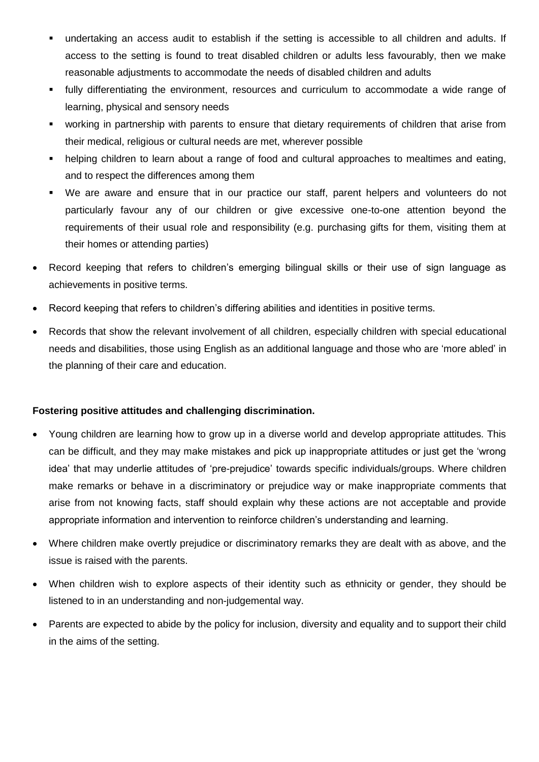- undertaking an access audit to establish if the setting is accessible to all children and adults. If access to the setting is found to treat disabled children or adults less favourably, then we make reasonable adjustments to accommodate the needs of disabled children and adults
- fully differentiating the environment, resources and curriculum to accommodate a wide range of learning, physical and sensory needs
- working in partnership with parents to ensure that dietary requirements of children that arise from their medical, religious or cultural needs are met, wherever possible
- helping children to learn about a range of food and cultural approaches to mealtimes and eating, and to respect the differences among them
- We are aware and ensure that in our practice our staff, parent helpers and volunteers do not particularly favour any of our children or give excessive one-to-one attention beyond the requirements of their usual role and responsibility (e.g. purchasing gifts for them, visiting them at their homes or attending parties)

- Record keeping that refers to children's emerging bilingual skills or their use of sign language as achievements in positive terms.
- Record keeping that refers to children's differing abilities and identities in positive terms.
- Records that show the relevant involvement of all children, especially children with special educational needs and disabilities, those using English as an additional language and those who are 'more abled' in the planning of their care and education.

**Fostering positive attitudes and challenging discrimination.**

- Young children are learning how to grow up in a diverse world and develop appropriate attitudes. This can be difficult, and they may make mistakes and pick up inappropriate attitudes or just get the 'wrong idea' that may underlie attitudes of 'pre-prejudice' towards specific individuals/groups. Where children make remarks or behave in a discriminatory or prejudice way or make inappropriate comments that arise from not knowing facts, staff should explain why these actions are not acceptable and provide appropriate information and intervention to reinforce children's understanding and learning.
- Where children make overtly prejudice or discriminatory remarks they are dealt with as above, and the issue is raised with the parents.
- When children wish to explore aspects of their identity such as ethnicity or gender, they should be listened to in an understanding and non-judgemental way.
- Parents are expected to abide by the policy for inclusion, diversity and equality and to support their child in the aims of the setting.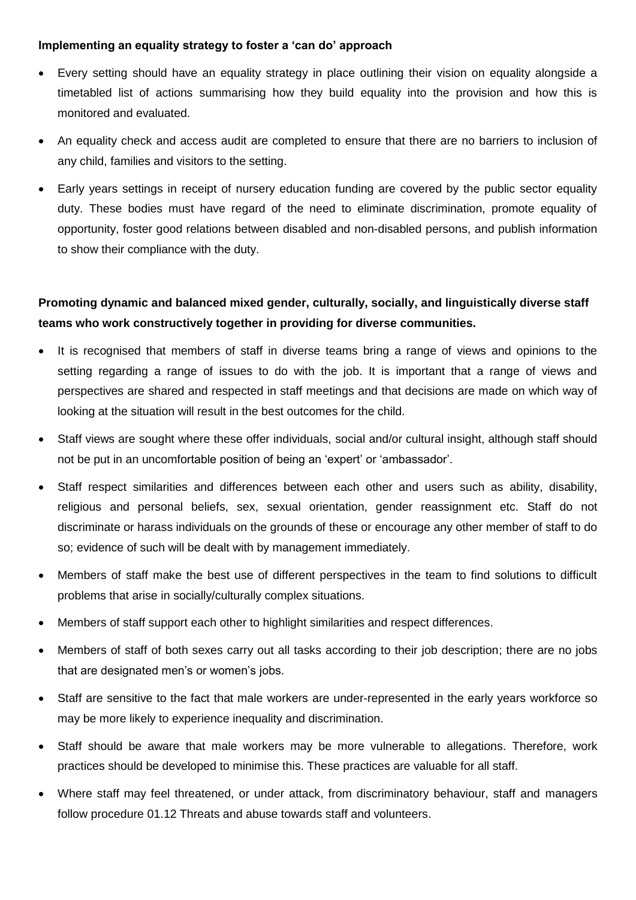**Implementing an equality strategy to foster a 'can do' approach**

- Every setting should have an equality strategy in place outlining their vision on equality alongside a timetabled list of actions summarising how they build equality into the provision and how this is monitored and evaluated.
- An equality check and access audit are completed to ensure that there are no barriers to inclusion of any child, families and visitors to the setting.
- Early years settings in receipt of nursery education funding are covered by the public sector equality duty. These bodies must have regard of the need to eliminate discrimination, promote equality of opportunity, foster good relations between disabled and non-disabled persons, and publish information to show their compliance with the duty.

**Promoting dynamic and balanced mixed gender, culturally, socially, and linguistically diverse staff teams who work constructively together in providing for diverse communities.**

- It is recognised that members of staff in diverse teams bring a range of views and opinions to the setting regarding a range of issues to do with the job. It is important that a range of views and perspectives are shared and respected in staff meetings and that decisions are made on which way of looking at the situation will result in the best outcomes for the child.
- Staff views are sought where these offer individuals, social and/or cultural insight, although staff should not be put in an uncomfortable position of being an 'expert' or 'ambassador'.
- Staff respect similarities and differences between each other and users such as ability, disability, religious and personal beliefs, sex, sexual orientation, gender reassignment etc. Staff do not discriminate or harass individuals on the grounds of these or encourage any other member of staff to do so; evidence of such will be dealt with by management immediately.
- Members of staff make the best use of different perspectives in the team to find solutions to difficult problems that arise in socially/culturally complex situations.
- Members of staff support each other to highlight similarities and respect differences.
- Members of staff of both sexes carry out all tasks according to their job description; there are no jobs that are designated men's or women's jobs.
- Staff are sensitive to the fact that male workers are under-represented in the early years workforce so may be more likely to experience inequality and discrimination.
- Staff should be aware that male workers may be more vulnerable to allegations. Therefore, work practices should be developed to minimise this. These practices are valuable for all staff.
- Where staff may feel threatened, or under attack, from discriminatory behaviour, staff and managers follow procedure 01.12 Threats and abuse towards staff and volunteers.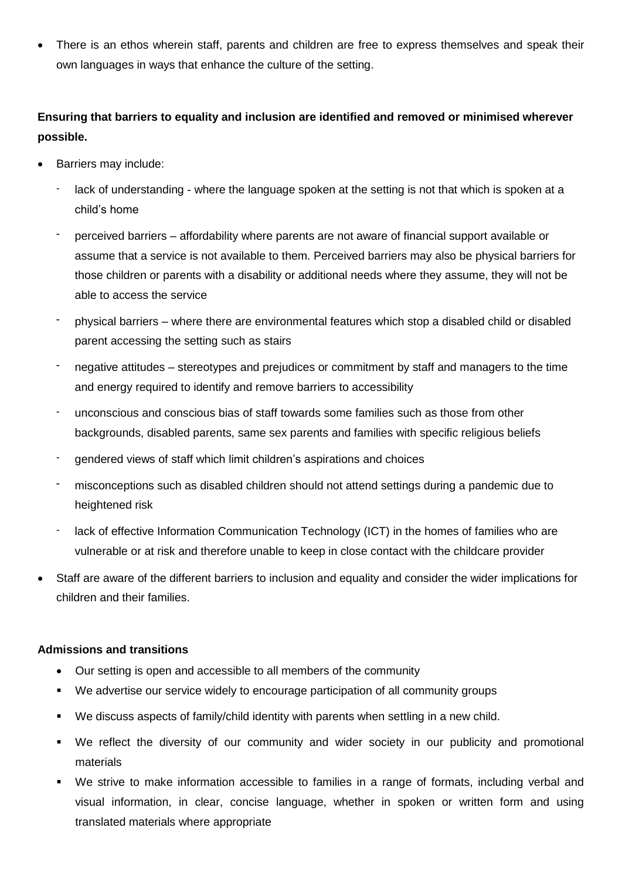- There is an ethos wherein staff, parents and children are free to express themselves and speak their own languages in ways that enhance the culture of the setting.

**Ensuring that barriers to equality and inclusion are identified and removed or minimised wherever possible.**

- Barriers may include:
  - lack of understanding - where the language spoken at the setting is not that which is spoken at a child's home
  - perceived barriers – affordability where parents are not aware of financial support available or assume that a service is not available to them. Perceived barriers may also be physical barriers for those children or parents with a disability or additional needs where they assume, they will not be able to access the service
  - physical barriers – where there are environmental features which stop a disabled child or disabled parent accessing the setting such as stairs
  - negative attitudes – stereotypes and prejudices or commitment by staff and managers to the time and energy required to identify and remove barriers to accessibility
  - unconscious and conscious bias of staff towards some families such as those from other backgrounds, disabled parents, same sex parents and families with specific religious beliefs
  - gendered views of staff which limit children's aspirations and choices
  - misconceptions such as disabled children should not attend settings during a pandemic due to heightened risk
  - lack of effective Information Communication Technology (ICT) in the homes of families who are vulnerable or at risk and therefore unable to keep in close contact with the childcare provider
- Staff are aware of the different barriers to inclusion and equality and consider the wider implications for children and their families.

**Admissions and transitions**

- Our setting is open and accessible to all members of the community
- We advertise our service widely to encourage participation of all community groups
- We discuss aspects of family/child identity with parents when settling in a new child.
- We reflect the diversity of our community and wider society in our publicity and promotional materials
- We strive to make information accessible to families in a range of formats, including verbal and visual information, in clear, concise language, whether in spoken or written form and using translated materials where appropriate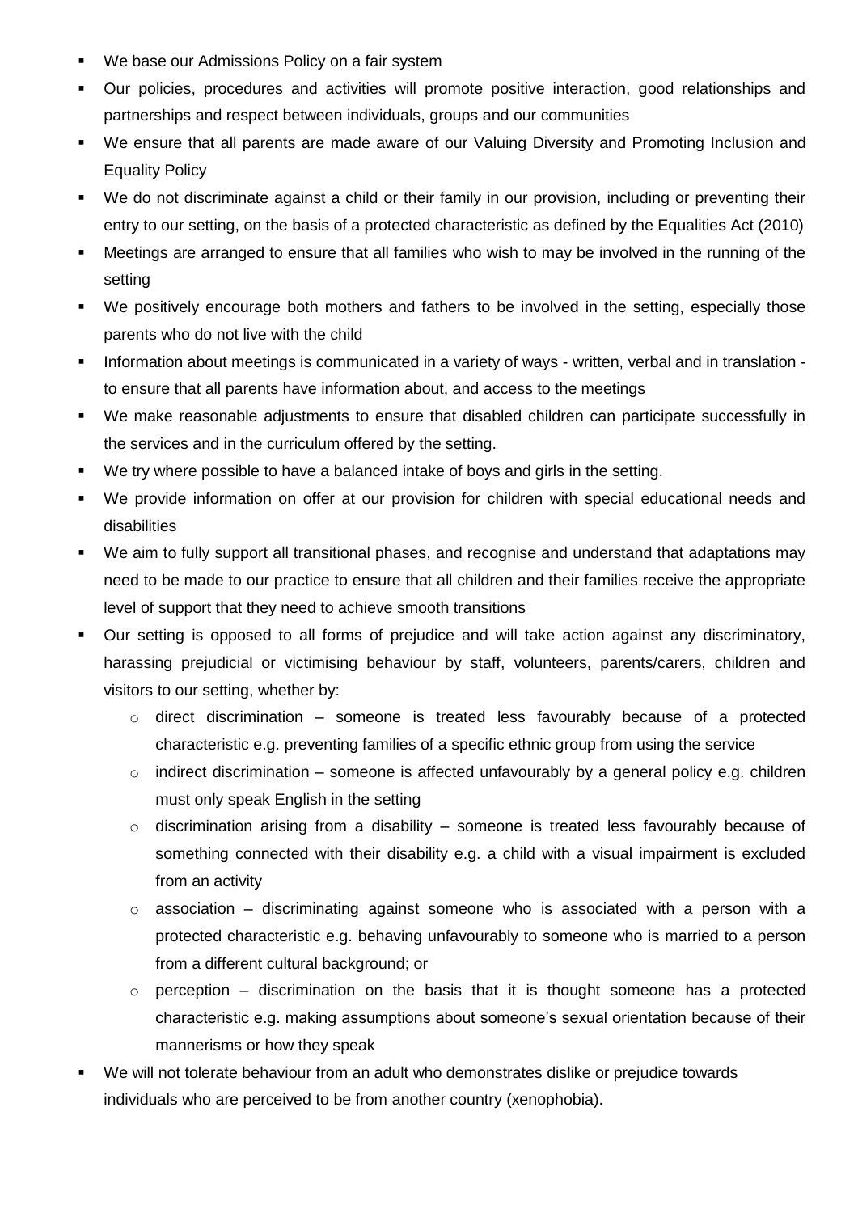- We base our Admissions Policy on a fair system
- Our policies, procedures and activities will promote positive interaction, good relationships and partnerships and respect between individuals, groups and our communities
- We ensure that all parents are made aware of our Valuing Diversity and Promoting Inclusion and Equality Policy
- We do not discriminate against a child or their family in our provision, including or preventing their entry to our setting, on the basis of a protected characteristic as defined by the Equalities Act (2010)
- Meetings are arranged to ensure that all families who wish to may be involved in the running of the setting
- We positively encourage both mothers and fathers to be involved in the setting, especially those parents who do not live with the child
- Information about meetings is communicated in a variety of ways - written, verbal and in translation - to ensure that all parents have information about, and access to the meetings
- We make reasonable adjustments to ensure that disabled children can participate successfully in the services and in the curriculum offered by the setting.
- We try where possible to have a balanced intake of boys and girls in the setting.
- We provide information on offer at our provision for children with special educational needs and disabilities
- We aim to fully support all transitional phases, and recognise and understand that adaptations may need to be made to our practice to ensure that all children and their families receive the appropriate level of support that they need to achieve smooth transitions
- Our setting is opposed to all forms of prejudice and will take action against any discriminatory, harassing prejudicial or victimising behaviour by staff, volunteers, parents/carers, children and visitors to our setting, whether by:
    - direct discrimination – someone is treated less favourably because of a protected characteristic e.g. preventing families of a specific ethnic group from using the service
    - indirect discrimination – someone is affected unfavourably by a general policy e.g. children must only speak English in the setting
    - discrimination arising from a disability – someone is treated less favourably because of something connected with their disability e.g. a child with a visual impairment is excluded from an activity
    - association – discriminating against someone who is associated with a person with a protected characteristic e.g. behaving unfavourably to someone who is married to a person from a different cultural background; or
    - perception – discrimination on the basis that it is thought someone has a protected characteristic e.g. making assumptions about someone's sexual orientation because of their mannerisms or how they speak
- We will not tolerate behaviour from an adult who demonstrates dislike or prejudice towards individuals who are perceived to be from another country (xenophobia).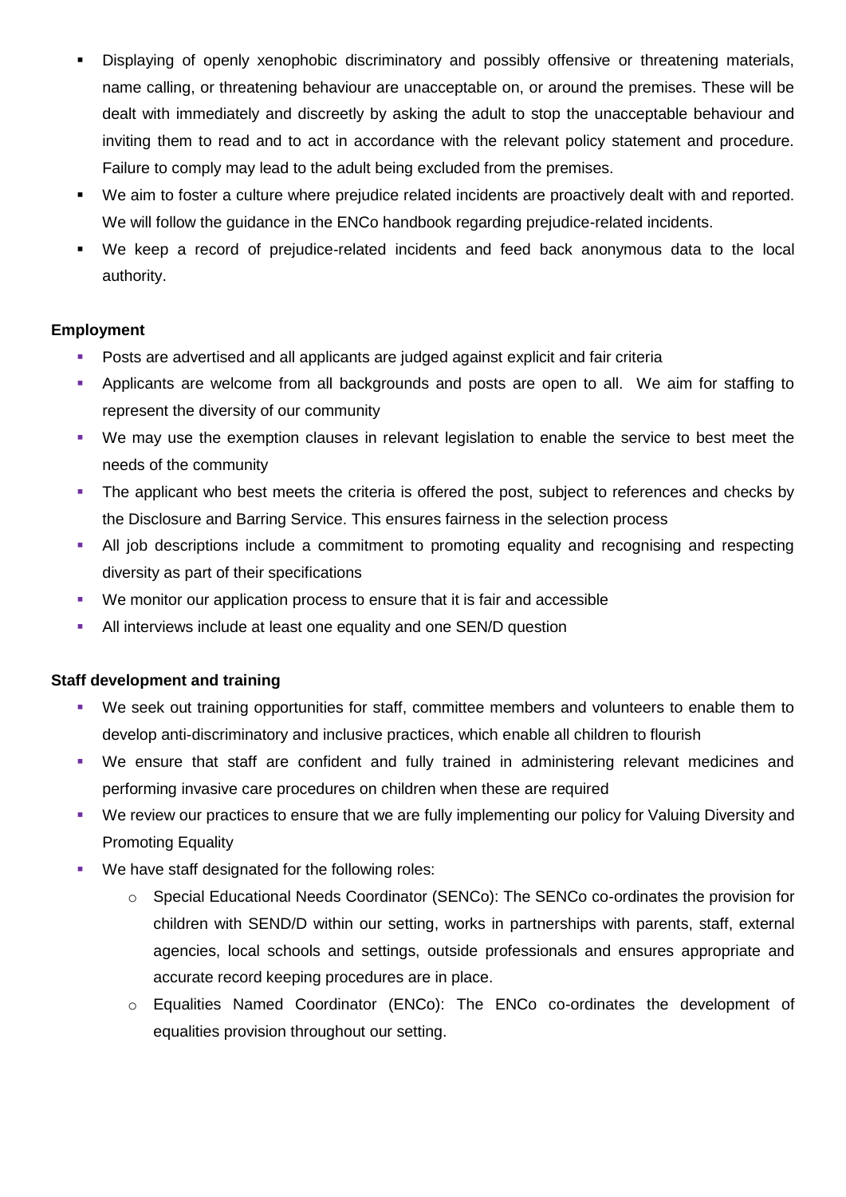- Displaying of openly xenophobic discriminatory and possibly offensive or threatening materials, name calling, or threatening behaviour are unacceptable on, or around the premises. These will be dealt with immediately and discreetly by asking the adult to stop the unacceptable behaviour and inviting them to read and to act in accordance with the relevant policy statement and procedure. Failure to comply may lead to the adult being excluded from the premises.
- We aim to foster a culture where prejudice related incidents are proactively dealt with and reported. We will follow the guidance in the ENCo handbook regarding prejudice-related incidents.
- We keep a record of prejudice-related incidents and feed back anonymous data to the local authority.

**Employment**

- Posts are advertised and all applicants are judged against explicit and fair criteria
- Applicants are welcome from all backgrounds and posts are open to all. We aim for staffing to represent the diversity of our community
- We may use the exemption clauses in relevant legislation to enable the service to best meet the needs of the community
- The applicant who best meets the criteria is offered the post, subject to references and checks by the Disclosure and Barring Service. This ensures fairness in the selection process
- All job descriptions include a commitment to promoting equality and recognising and respecting diversity as part of their specifications
- We monitor our application process to ensure that it is fair and accessible
- All interviews include at least one equality and one SEN/D question

**Staff development and training**

- We seek out training opportunities for staff, committee members and volunteers to enable them to develop anti-discriminatory and inclusive practices, which enable all children to flourish
- We ensure that staff are confident and fully trained in administering relevant medicines and performing invasive care procedures on children when these are required
- We review our practices to ensure that we are fully implementing our policy for Valuing Diversity and Promoting Equality
- We have staff designated for the following roles:
    - Special Educational Needs Coordinator (SENCo): The SENCo co-ordinates the provision for children with SEND/D within our setting, works in partnerships with parents, staff, external agencies, local schools and settings, outside professionals and ensures appropriate and accurate record keeping procedures are in place.
    - Equalities Named Coordinator (ENCo): The ENCo co-ordinates the development of equalities provision throughout our setting.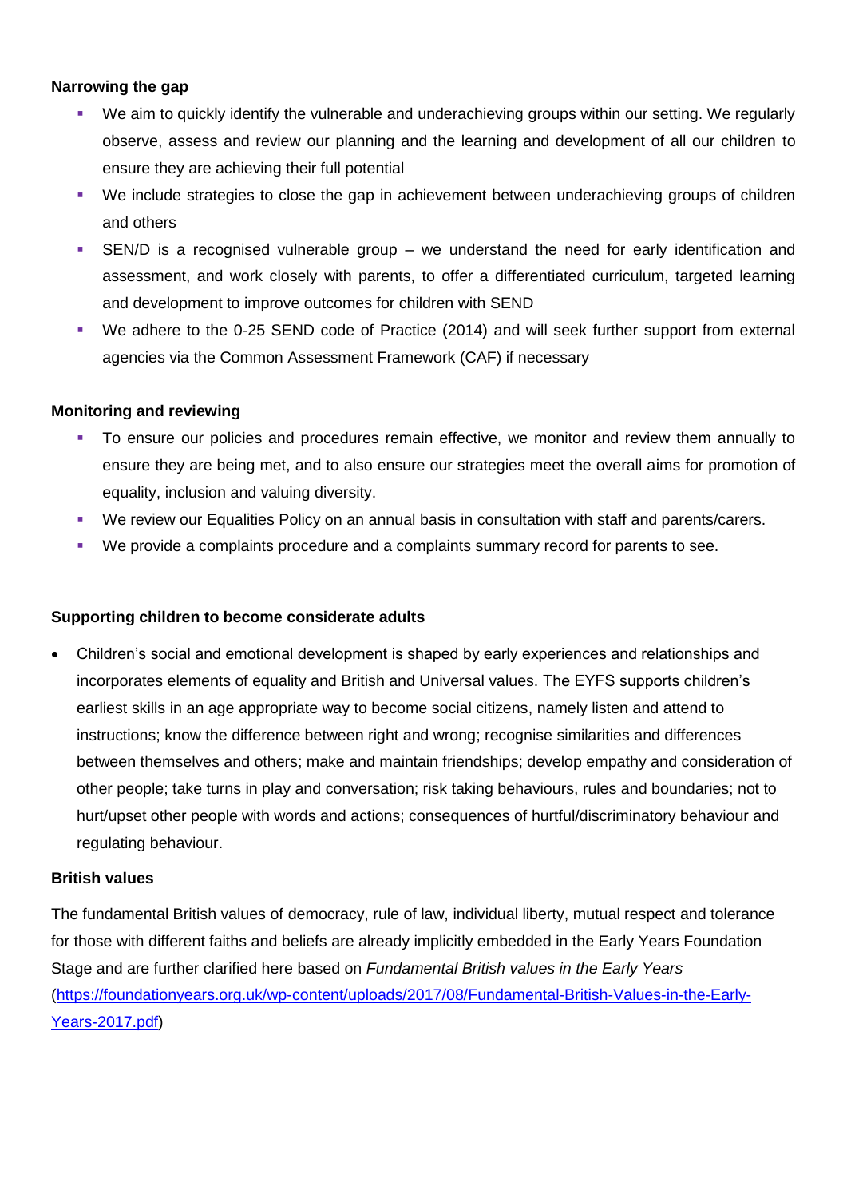**Narrowing the gap**

- We aim to quickly identify the vulnerable and underachieving groups within our setting. We regularly observe, assess and review our planning and the learning and development of all our children to ensure they are achieving their full potential
- We include strategies to close the gap in achievement between underachieving groups of children and others
- SEN/D is a recognised vulnerable group – we understand the need for early identification and assessment, and work closely with parents, to offer a differentiated curriculum, targeted learning and development to improve outcomes for children with SEND
- We adhere to the 0-25 SEND code of Practice (2014) and will seek further support from external agencies via the Common Assessment Framework (CAF) if necessary

**Monitoring and reviewing**

- To ensure our policies and procedures remain effective, we monitor and review them annually to ensure they are being met, and to also ensure our strategies meet the overall aims for promotion of equality, inclusion and valuing diversity.
- We review our Equalities Policy on an annual basis in consultation with staff and parents/carers.
- We provide a complaints procedure and a complaints summary record for parents to see.

**Supporting children to become considerate adults**

- Children's social and emotional development is shaped by early experiences and relationships and incorporates elements of equality and British and Universal values. The EYFS supports children's earliest skills in an age appropriate way to become social citizens, namely listen and attend to instructions; know the difference between right and wrong; recognise similarities and differences between themselves and others; make and maintain friendships; develop empathy and consideration of other people; take turns in play and conversation; risk taking behaviours, rules and boundaries; not to hurt/upset other people with words and actions; consequences of hurtful/discriminatory behaviour and regulating behaviour.

**British values**

The fundamental British values of democracy, rule of law, individual liberty, mutual respect and tolerance for those with different faiths and beliefs are already implicitly embedded in the Early Years Foundation Stage and are further clarified here based on *Fundamental British values in the Early Years* (https://foundationyears.org.uk/wp-content/uploads/2017/08/Fundamental-British-Values-in-the-Early-Years-2017.pdf)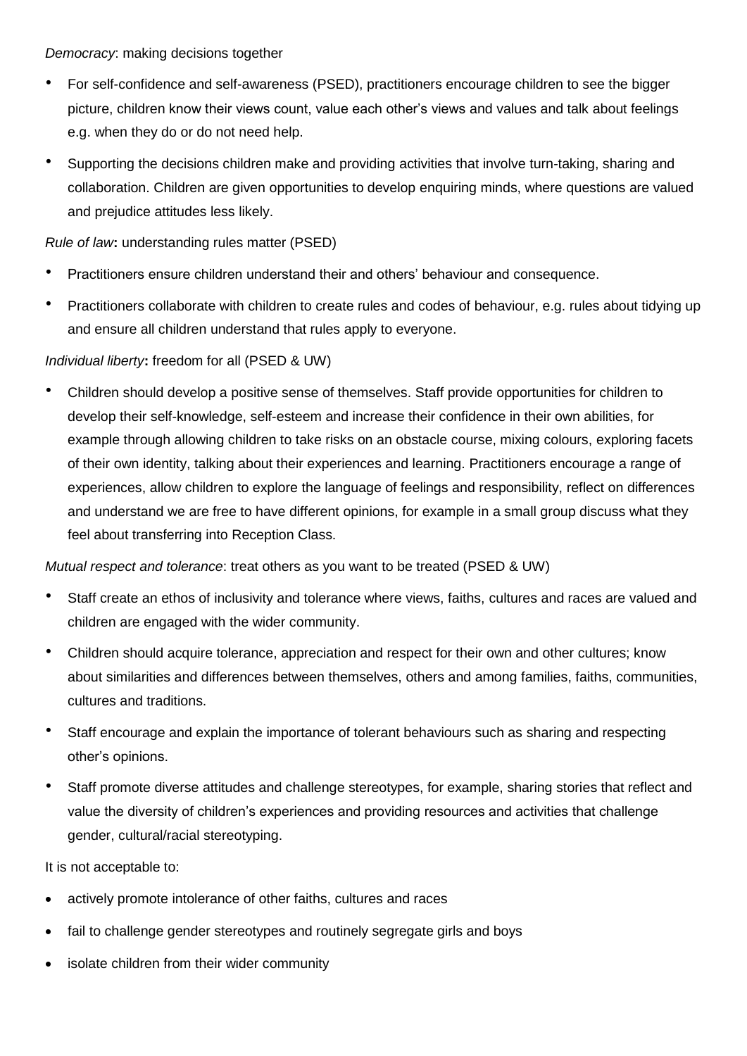*Democracy*: making decisions together

- For self-confidence and self-awareness (PSED), practitioners encourage children to see the bigger picture, children know their views count, value each other's views and values and talk about feelings e.g. when they do or do not need help.
- Supporting the decisions children make and providing activities that involve turn-taking, sharing and collaboration. Children are given opportunities to develop enquiring minds, where questions are valued and prejudice attitudes less likely.

*Rule of law***:** understanding rules matter (PSED)

- Practitioners ensure children understand their and others' behaviour and consequence.
- Practitioners collaborate with children to create rules and codes of behaviour, e.g. rules about tidying up and ensure all children understand that rules apply to everyone.

*Individual liberty***:** freedom for all (PSED & UW)

- Children should develop a positive sense of themselves. Staff provide opportunities for children to develop their self-knowledge, self-esteem and increase their confidence in their own abilities, for example through allowing children to take risks on an obstacle course, mixing colours, exploring facets of their own identity, talking about their experiences and learning. Practitioners encourage a range of experiences, allow children to explore the language of feelings and responsibility, reflect on differences and understand we are free to have different opinions, for example in a small group discuss what they feel about transferring into Reception Class.

*Mutual respect and tolerance*: treat others as you want to be treated (PSED & UW)

- Staff create an ethos of inclusivity and tolerance where views, faiths, cultures and races are valued and children are engaged with the wider community.
- Children should acquire tolerance, appreciation and respect for their own and other cultures; know about similarities and differences between themselves, others and among families, faiths, communities, cultures and traditions.
- Staff encourage and explain the importance of tolerant behaviours such as sharing and respecting other's opinions.
- Staff promote diverse attitudes and challenge stereotypes, for example, sharing stories that reflect and value the diversity of children's experiences and providing resources and activities that challenge gender, cultural/racial stereotyping.

It is not acceptable to:

- actively promote intolerance of other faiths, cultures and races
- fail to challenge gender stereotypes and routinely segregate girls and boys
- isolate children from their wider community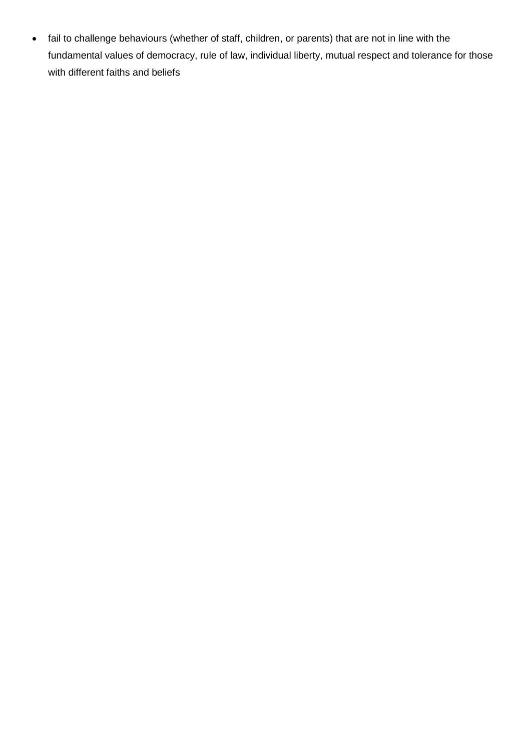- fail to challenge behaviours (whether of staff, children, or parents) that are not in line with the fundamental values of democracy, rule of law, individual liberty, mutual respect and tolerance for those with different faiths and beliefs